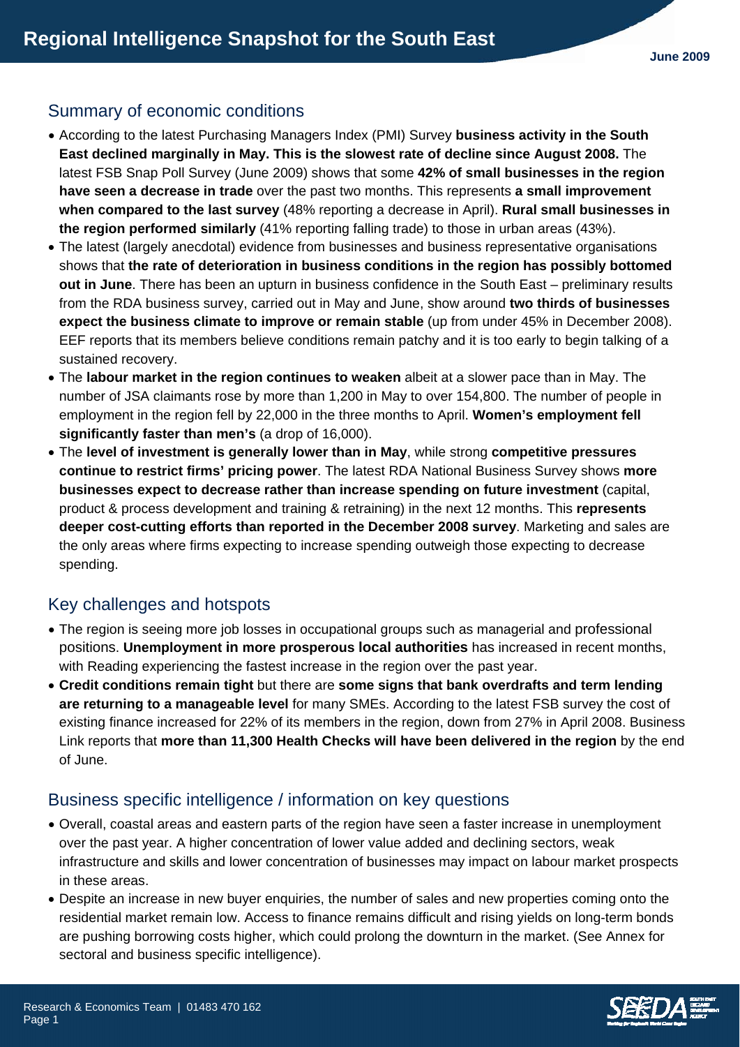# Regional Intelligence Snapshot for the South East

June 2009

## Summary of economic conditions

- According to the latest Purchasing Managers Index (PMI) Survey **business activity in the South East declined marginally in May. This is the slowest rate of decline since August 2008.** The latest FSB Snap Poll Survey (June 2009) shows that some **42% of small businesses in the region have seen a decrease in trade** over the past two months. This represents **a small improvement when compared to the last survey** (48% reporting a decrease in April). **Rural small businesses in the region performed similarly** (41% reporting falling trade) to those in urban areas (43%).
- The latest (largely anecdotal) evidence from businesses and business representative organisations shows that **the rate of deterioration in business conditions in the region has possibly bottomed out in June**. There has been an upturn in business confidence in the South East – preliminary results from the RDA business survey, carried out in May and June, show around **two thirds of businesses expect the business climate to improve or remain stable** (up from under 45% in December 2008). EEF reports that its members believe conditions remain patchy and it is too early to begin talking of a sustained recovery.
- The **labour market in the region continues to weaken** albeit at a slower pace than in May. The number of JSA claimants rose by more than 1,200 in May to over 154,800. The number of people in employment in the region fell by 22,000 in the three months to April. **Women's employment fell significantly faster than men's** (a drop of 16,000).
- The **level of investment is generally lower than in May**, while strong **competitive pressures continue to restrict firms' pricing power**. The latest RDA National Business Survey shows **more businesses expect to decrease rather than increase spending on future investment** (capital, product & process development and training & retraining) in the next 12 months. This **represents deeper cost-cutting efforts than reported in the December 2008 survey**. Marketing and sales are the only areas where firms expecting to increase spending outweigh those expecting to decrease spending.

## Key challenges and hotspots

- The region is seeing more job losses in occupational groups such as managerial and professional positions. **Unemployment in more prosperous local authorities** has increased in recent months, with Reading experiencing the fastest increase in the region over the past year.
- **Credit conditions remain tight** but there are **some signs that bank overdrafts and term lending are returning to a manageable level** for many SMEs. According to the latest FSB survey the cost of existing finance increased for 22% of its members in the region, down from 27% in April 2008. Business Link reports that **more than 11,300 Health Checks will have been delivered in the region** by the end of June.

## Business specific intelligence / information on key questions

- Overall, coastal areas and eastern parts of the region have seen a faster increase in unemployment over the past year. A higher concentration of lower value added and declining sectors, weak infrastructure and skills and lower concentration of businesses may impact on labour market prospects in these areas.
- Despite an increase in new buyer enquiries, the number of sales and new properties coming onto the residential market remain low. Access to finance remains difficult and rising yields on long-term bonds are pushing borrowing costs higher, which could prolong the downturn in the market. (See Annex for sectoral and business specific intelligence).

Research & Economics Team | 01483 470 162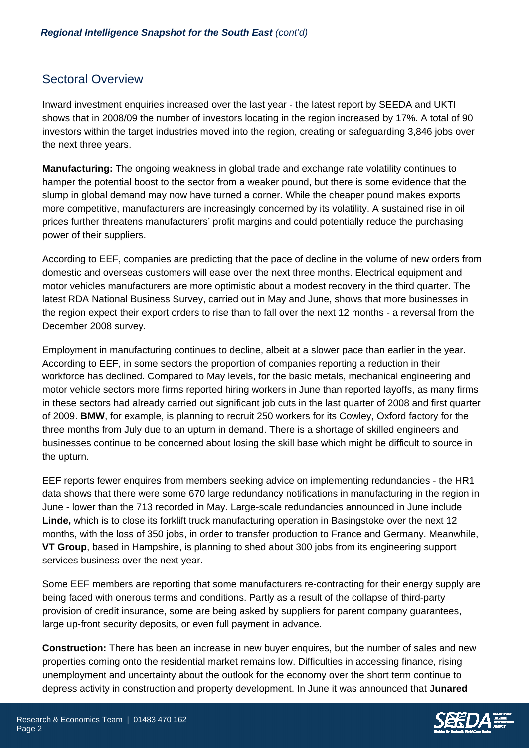## Sectoral Overview

Inward investment enquiries increased over the last year - the latest report by SEEDA and UKTI shows that in 2008/09 the number of investors locating in the region increased by 17%. A total of 90 investors within the target industries moved into the region, creating or safeguarding 3,846 jobs over the next three years.

**Manufacturing:** The ongoing weakness in global trade and exchange rate volatility continues to hamper the potential boost to the sector from a weaker pound, but there is some evidence that the slump in global demand may now have turned a corner. While the cheaper pound makes exports more competitive, manufacturers are increasingly concerned by its volatility. A sustained rise in oil prices further threatens manufacturers' profit margins and could potentially reduce the purchasing power of their suppliers.

According to EEF, companies are predicting that the pace of decline in the volume of new orders from domestic and overseas customers will ease over the next three months. Electrical equipment and motor vehicles manufacturers are more optimistic about a modest recovery in the third quarter. The latest RDA National Business Survey, carried out in May and June, shows that more businesses in the region expect their export orders to rise than to fall over the next 12 months - a reversal from the December 2008 survey.

Employment in manufacturing continues to decline, albeit at a slower pace than earlier in the year. According to EEF, in some sectors the proportion of companies reporting a reduction in their workforce has declined. Compared to May levels, for the basic metals, mechanical engineering and motor vehicle sectors more firms reported hiring workers in June than reported layoffs, as many firms in these sectors had already carried out significant job cuts in the last quarter of 2008 and first quarter of 2009. **BMW**, for example, is planning to recruit 250 workers for its Cowley, Oxford factory for the three months from July due to an upturn in demand. There is a shortage of skilled engineers and businesses continue to be concerned about losing the skill base which might be difficult to source in the upturn.

EEF reports fewer enquires from members seeking advice on implementing redundancies - the HR1 data shows that there were some 670 large redundancy notifications in manufacturing in the region in June - lower than the 713 recorded in May. Large-scale redundancies announced in June include **Linde,** which is to close its forklift truck manufacturing operation in Basingstoke over the next 12 months, with the loss of 350 jobs, in order to transfer production to France and Germany. Meanwhile, **VT Group**, based in Hampshire, is planning to shed about 300 jobs from its engineering support services business over the next year.

Some EEF members are reporting that some manufacturers re-contracting for their energy supply are being faced with onerous terms and conditions. Partly as a result of the collapse of third-party provision of credit insurance, some are being asked by suppliers for parent company guarantees, large up-front security deposits, or even full payment in advance.

**Construction:** There has been an increase in new buyer enquires, but the number of sales and new properties coming onto the residential market remains low. Difficulties in accessing finance, rising unemployment and uncertainty about the outlook for the economy over the short term continue to depress activity in construction and property development. In June it was announced that **Junared**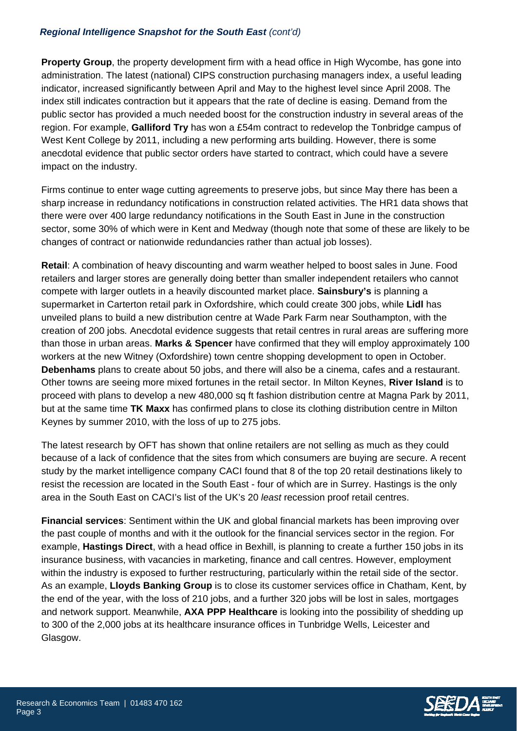**Property Group**, the property development firm with a head office in High Wycombe, has gone into administration. The latest (national) CIPS construction purchasing managers index, a useful leading indicator, increased significantly between April and May to the highest level since April 2008. The index still indicates contraction but it appears that the rate of decline is easing. Demand from the public sector has provided a much needed boost for the construction industry in several areas of the region. For example, **Galliford Try** has won a £54m contract to redevelop the Tonbridge campus of West Kent College by 2011, including a new performing arts building. However, there is some anecdotal evidence that public sector orders have started to contract, which could have a severe impact on the industry.

Firms continue to enter wage cutting agreements to preserve jobs, but since May there has been a sharp increase in redundancy notifications in construction related activities. The HR1 data shows that there were over 400 large redundancy notifications in the South East in June in the construction sector, some 30% of which were in Kent and Medway (though note that some of these are likely to be changes of contract or nationwide redundancies rather than actual job losses).

**Retail**: A combination of heavy discounting and warm weather helped to boost sales in June. Food retailers and larger stores are generally doing better than smaller independent retailers who cannot compete with larger outlets in a heavily discounted market place. **Sainsbury's** is planning a supermarket in Carterton retail park in Oxfordshire, which could create 300 jobs, while **Lidl** has unveiled plans to build a new distribution centre at Wade Park Farm near Southampton, with the creation of 200 jobs. Anecdotal evidence suggests that retail centres in rural areas are suffering more than those in urban areas. **Marks & Spencer** have confirmed that they will employ approximately 100 workers at the new Witney (Oxfordshire) town centre shopping development to open in October. **Debenhams** plans to create about 50 jobs, and there will also be a cinema, cafes and a restaurant. Other towns are seeing more mixed fortunes in the retail sector. In Milton Keynes, **River Island** is to proceed with plans to develop a new 480,000 sq ft fashion distribution centre at Magna Park by 2011, but at the same time **TK Maxx** has confirmed plans to close its clothing distribution centre in Milton Keynes by summer 2010, with the loss of up to 275 jobs.

The latest research by OFT has shown that online retailers are not selling as much as they could because of a lack of confidence that the sites from which consumers are buying are secure. A recent study by the market intelligence company CACI found that 8 of the top 20 retail destinations likely to resist the recession are located in the South East - four of which are in Surrey. Hastings is the only area in the South East on CACI's list of the UK's 20 *least* recession proof retail centres.

**Financial services**: Sentiment within the UK and global financial markets has been improving over the past couple of months and with it the outlook for the financial services sector in the region. For example, **Hastings Direct**, with a head office in Bexhill, is planning to create a further 150 jobs in its insurance business, with vacancies in marketing, finance and call centres. However, employment within the industry is exposed to further restructuring, particularly within the retail side of the sector. As an example, **Lloyds Banking Group** is to close its customer services office in Chatham, Kent, by the end of the year, with the loss of 210 jobs, and a further 320 jobs will be lost in sales, mortgages and network support. Meanwhile, **AXA PPP Healthcare** is looking into the possibility of shedding up to 300 of the 2,000 jobs at its healthcare insurance offices in Tunbridge Wells, Leicester and Glasgow.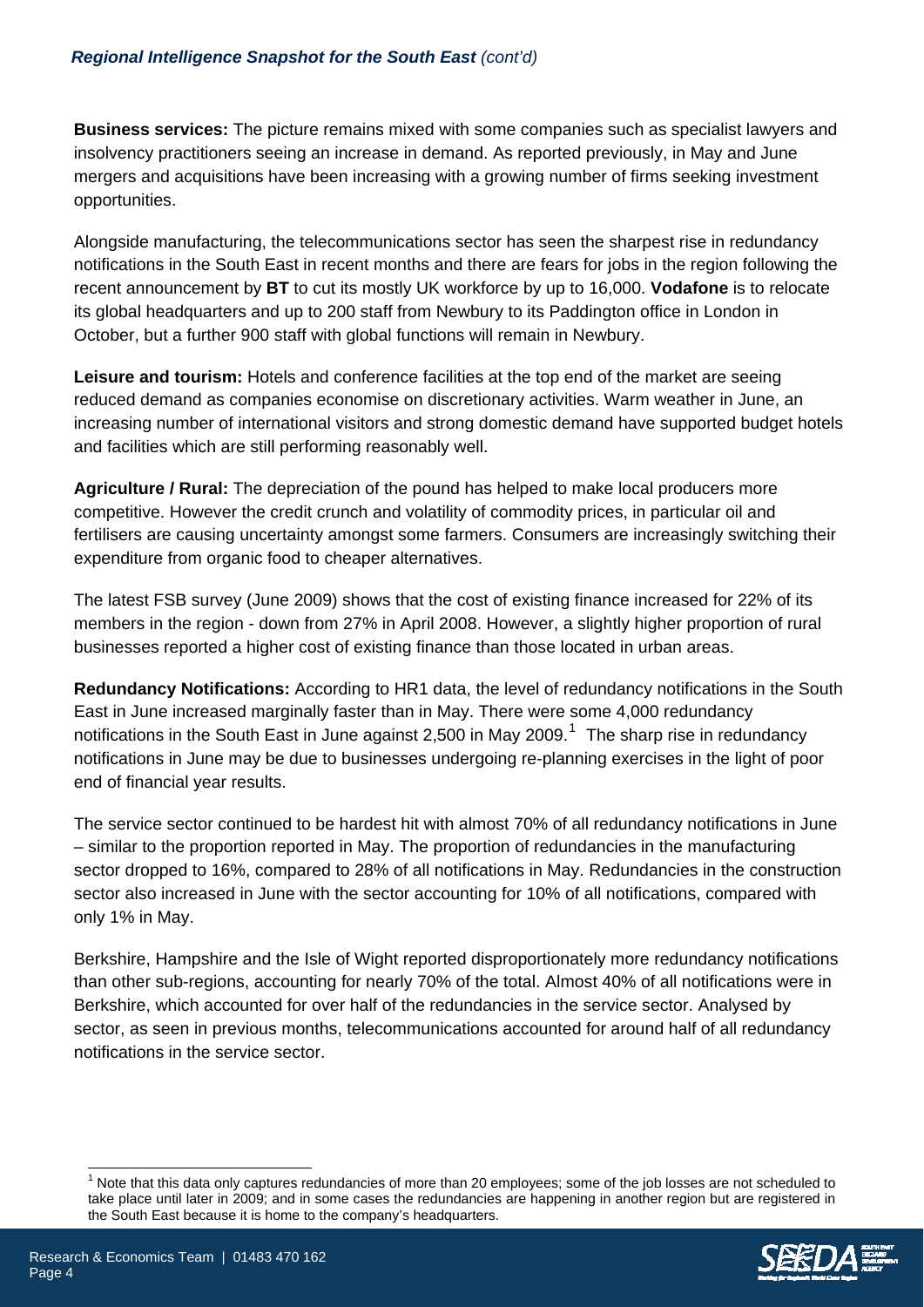**Business services:** The picture remains mixed with some companies such as specialist lawyers and insolvency practitioners seeing an increase in demand. As reported previously, in May and June mergers and acquisitions have been increasing with a growing number of firms seeking investment opportunities.

Alongside manufacturing, the telecommunications sector has seen the sharpest rise in redundancy notifications in the South East in recent months and there are fears for jobs in the region following the recent announcement by **BT** to cut its mostly UK workforce by up to 16,000. **Vodafone** is to relocate its global headquarters and up to 200 staff from Newbury to its Paddington office in London in October, but a further 900 staff with global functions will remain in Newbury.

**Leisure and tourism:** Hotels and conference facilities at the top end of the market are seeing reduced demand as companies economise on discretionary activities. Warm weather in June, an increasing number of international visitors and strong domestic demand have supported budget hotels and facilities which are still performing reasonably well.

**Agriculture / Rural:** The depreciation of the pound has helped to make local producers more competitive. However the credit crunch and volatility of commodity prices, in particular oil and fertilisers are causing uncertainty amongst some farmers. Consumers are increasingly switching their expenditure from organic food to cheaper alternatives.

The latest FSB survey (June 2009) shows that the cost of existing finance increased for 22% of its members in the region - down from 27% in April 2008. However, a slightly higher proportion of rural businesses reported a higher cost of existing finance than those located in urban areas.

**Redundancy Notifications:** According to HR1 data, the level of redundancy notifications in the South East in June increased marginally faster than in May. There were some 4,000 redundancy notifications in the South East in June against 2,500 in May 2009.[1] The sharp rise in redundancy notifications in June may be due to businesses undergoing re-planning exercises in the light of poor end of financial year results.

The service sector continued to be hardest hit with almost 70% of all redundancy notifications in June – similar to the proportion reported in May. The proportion of redundancies in the manufacturing sector dropped to 16%, compared to 28% of all notifications in May. Redundancies in the construction sector also increased in June with the sector accounting for 10% of all notifications, compared with only 1% in May.

Berkshire, Hampshire and the Isle of Wight reported disproportionately more redundancy notifications than other sub-regions, accounting for nearly 70% of the total. Almost 40% of all notifications were in Berkshire, which accounted for over half of the redundancies in the service sector. Analysed by sector, as seen in previous months, telecommunications accounted for around half of all redundancy notifications in the service sector.

[1] Note that this data only captures redundancies of more than 20 employees; some of the job losses are not scheduled to take place until later in 2009; and in some cases the redundancies are happening in another region but are registered in the South East because it is home to the company's headquarters.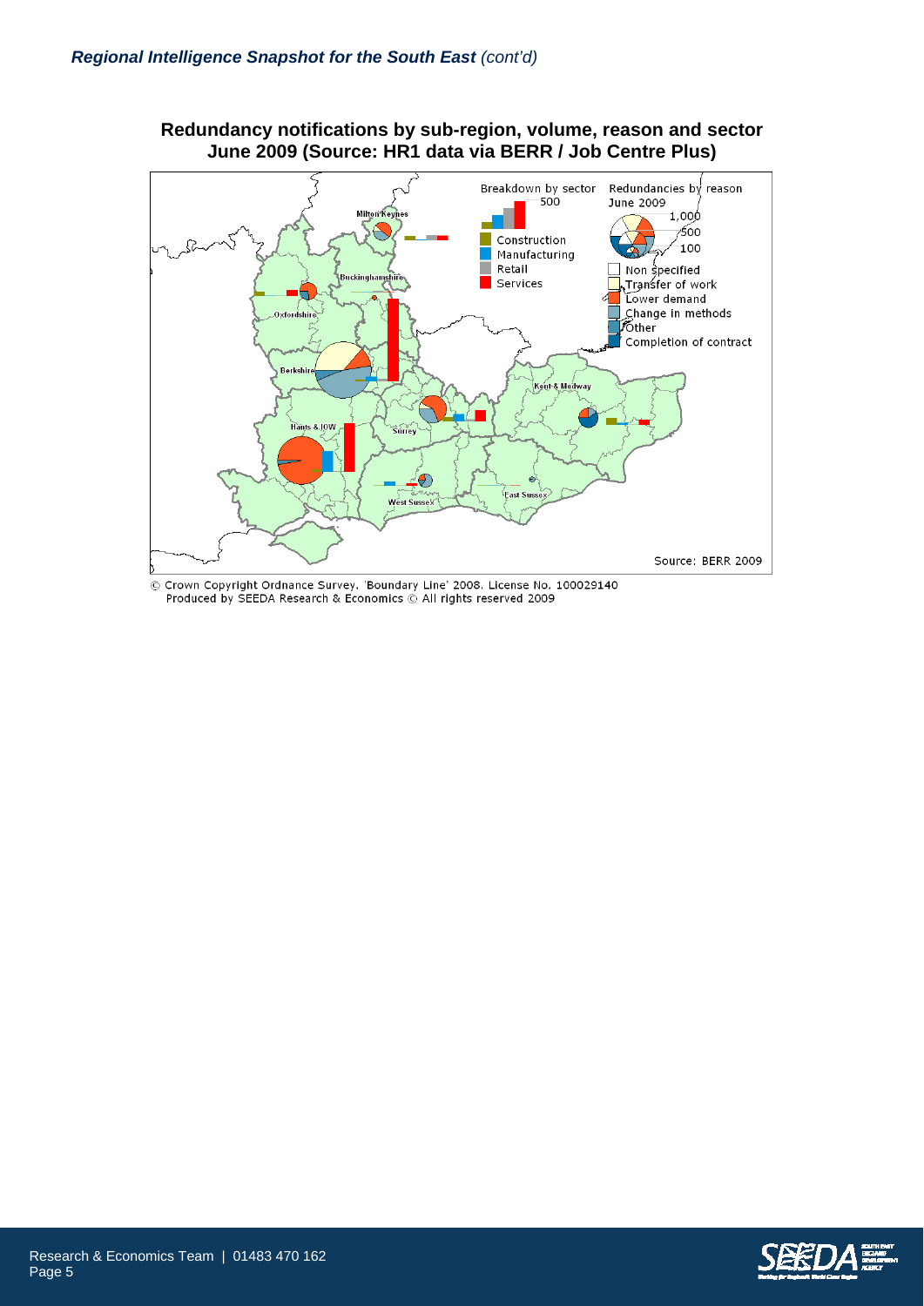*Regional Intelligence Snapshot for the South East (cont'd)*

**Redundancy notifications by sub-region, volume, reason and sector June 2009 (Source: HR1 data via BERR / Job Centre Plus)**

Breakdown by sector
500
Construction
Manufacturing
Retail
Services

Redundancies by reason June 2009
1,000
500
100
Non specified
Transfer of work
Lower demand
Change in methods
Other
Completion of contract

Milton Keynes
Buckinghamshire
Oxfordshire
Berkshire
Kent & Medway
Surrey
Hants & IOW
West Sussex
East Sussex

Source: BERR 2009

© Crown Copyright Ordnance Survey. 'Boundary Line' 2008. License No. 100029140
Produced by SEEDA Research & Economics © All rights reserved 2009

Research & Economics Team | 01483 470 162